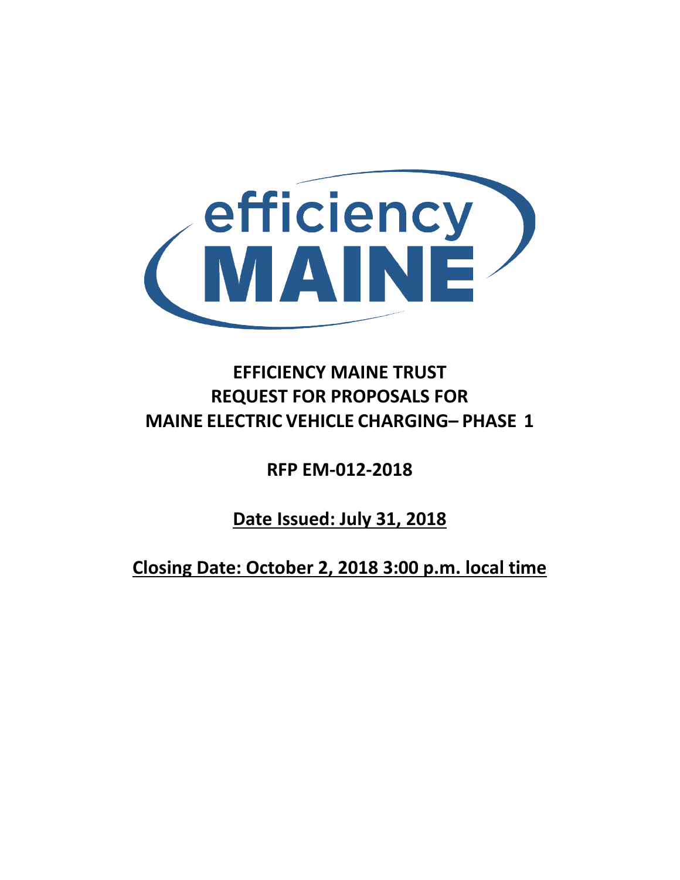efficiency MAINE

# EFFICIENCY MAINE TRUST
# REQUEST FOR PROPOSALS FOR
# MAINE ELECTRIC VEHICLE CHARGING– PHASE 1

**RFP EM-012-2018**

**Date Issued: July 31, 2018**

**Closing Date: October 2, 2018 3:00 p.m. local time**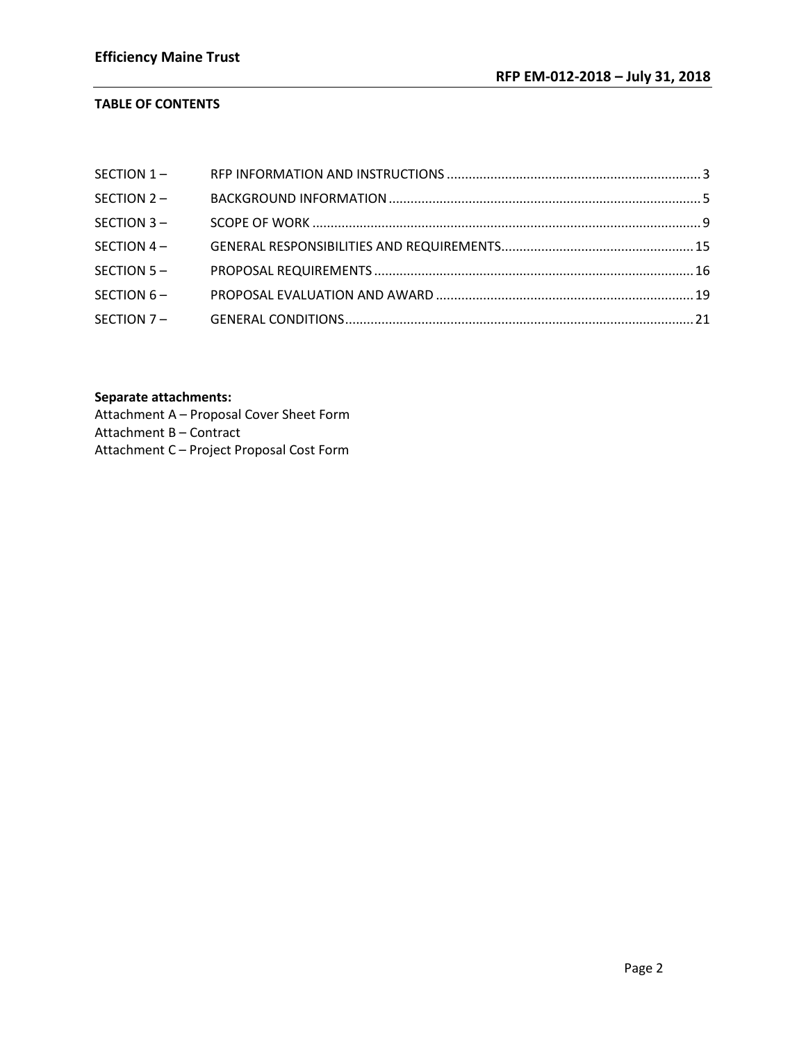**TABLE OF CONTENTS**

| | | |
|---|---|---|
| SECTION 1 – | RFP INFORMATION AND INSTRUCTIONS | 3 |
| SECTION 2 – | BACKGROUND INFORMATION | 5 |
| SECTION 3 – | SCOPE OF WORK | 9 |
| SECTION 4 – | GENERAL RESPONSIBILITIES AND REQUIREMENTS | 15 |
| SECTION 5 – | PROPOSAL REQUIREMENTS | 16 |
| SECTION 6 – | PROPOSAL EVALUATION AND AWARD | 19 |
| SECTION 7 – | GENERAL CONDITIONS | 21 |

**Separate attachments:**

Attachment A – Proposal Cover Sheet Form
Attachment B – Contract
Attachment C – Project Proposal Cost Form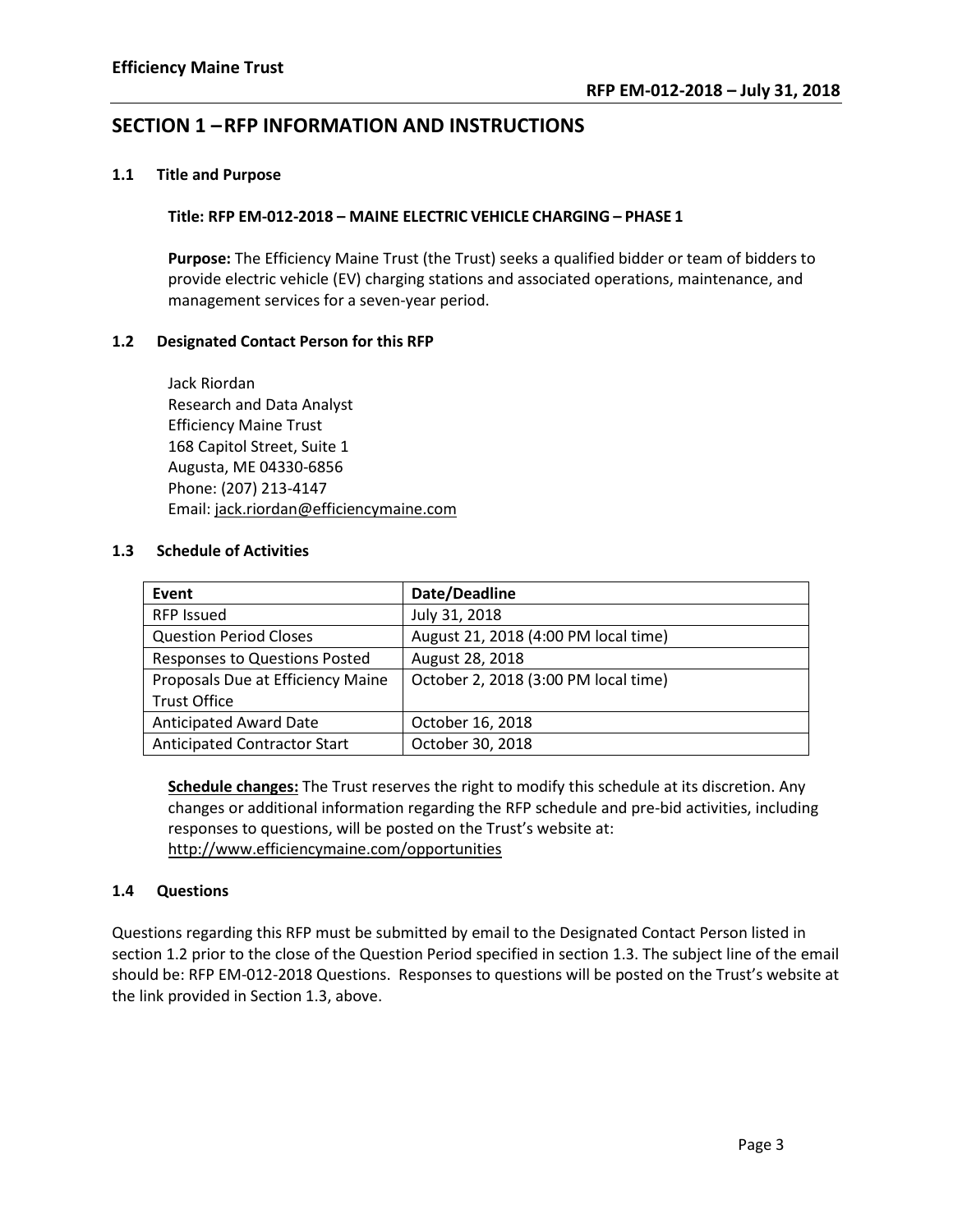## SECTION 1 – RFP INFORMATION AND INSTRUCTIONS

### 1.1 Title and Purpose

**Title: RFP EM-012-2018 – MAINE ELECTRIC VEHICLE CHARGING – PHASE 1**

**Purpose:** The Efficiency Maine Trust (the Trust) seeks a qualified bidder or team of bidders to provide electric vehicle (EV) charging stations and associated operations, maintenance, and management services for a seven-year period.

### 1.2 Designated Contact Person for this RFP

Jack Riordan
Research and Data Analyst
Efficiency Maine Trust
168 Capitol Street, Suite 1
Augusta, ME 04330-6856
Phone: (207) 213-4147
Email: jack.riordan@efficiencymaine.com

### 1.3 Schedule of Activities

| Event | Date/Deadline |
|---|---|
| RFP Issued | July 31, 2018 |
| Question Period Closes | August 21, 2018 (4:00 PM local time) |
| Responses to Questions Posted | August 28, 2018 |
| Proposals Due at Efficiency Maine Trust Office | October 2, 2018 (3:00 PM local time) |
| Anticipated Award Date | October 16, 2018 |
| Anticipated Contractor Start | October 30, 2018 |

**Schedule changes:** The Trust reserves the right to modify this schedule at its discretion. Any changes or additional information regarding the RFP schedule and pre-bid activities, including responses to questions, will be posted on the Trust's website at: http://www.efficiencymaine.com/opportunities

### 1.4 Questions

Questions regarding this RFP must be submitted by email to the Designated Contact Person listed in section 1.2 prior to the close of the Question Period specified in section 1.3. The subject line of the email should be: RFP EM-012-2018 Questions. Responses to questions will be posted on the Trust's website at the link provided in Section 1.3, above.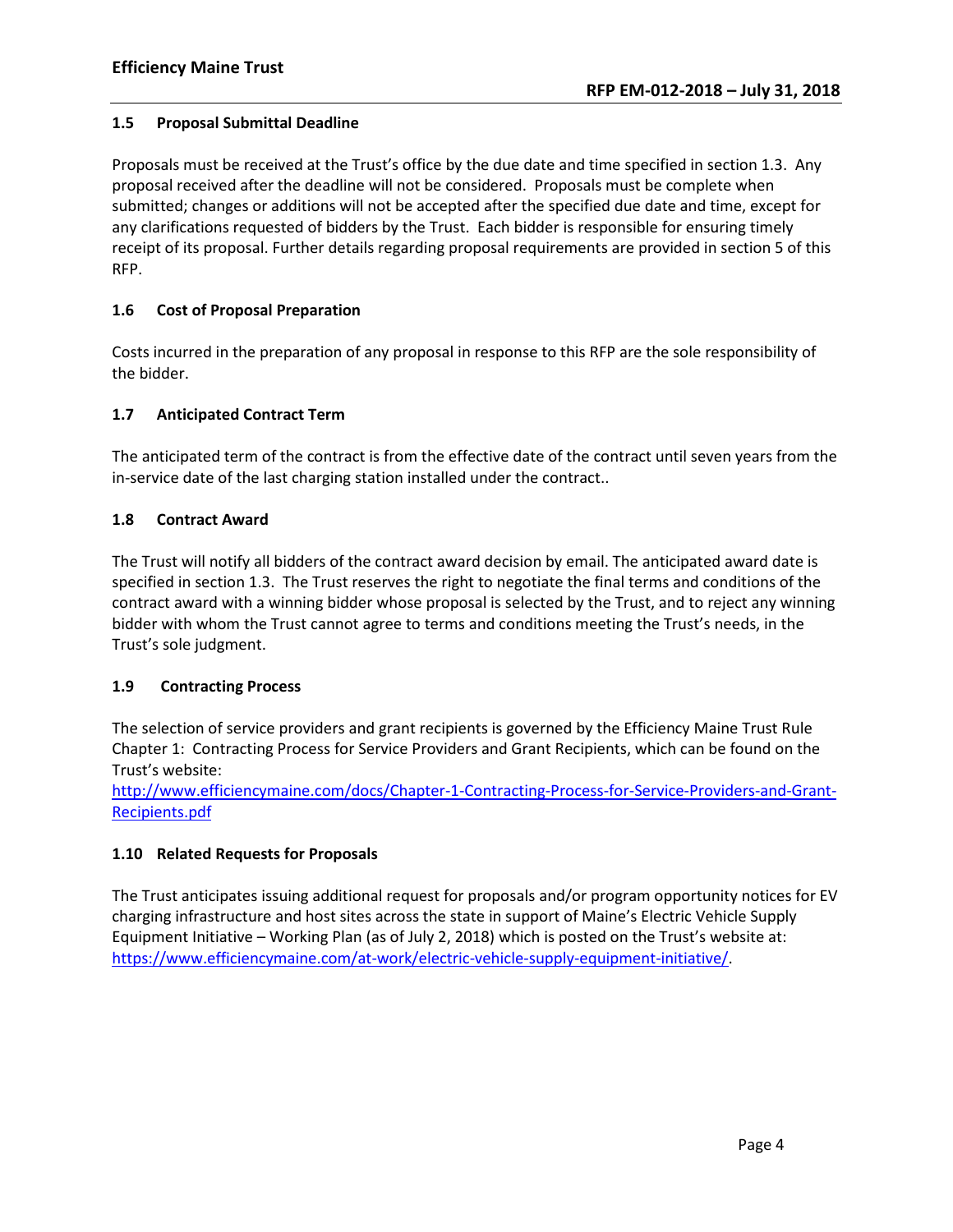### 1.5 Proposal Submittal Deadline

Proposals must be received at the Trust's office by the due date and time specified in section 1.3. Any proposal received after the deadline will not be considered. Proposals must be complete when submitted; changes or additions will not be accepted after the specified due date and time, except for any clarifications requested of bidders by the Trust. Each bidder is responsible for ensuring timely receipt of its proposal. Further details regarding proposal requirements are provided in section 5 of this RFP.

### 1.6 Cost of Proposal Preparation

Costs incurred in the preparation of any proposal in response to this RFP are the sole responsibility of the bidder.

### 1.7 Anticipated Contract Term

The anticipated term of the contract is from the effective date of the contract until seven years from the in-service date of the last charging station installed under the contract..

### 1.8 Contract Award

The Trust will notify all bidders of the contract award decision by email. The anticipated award date is specified in section 1.3. The Trust reserves the right to negotiate the final terms and conditions of the contract award with a winning bidder whose proposal is selected by the Trust, and to reject any winning bidder with whom the Trust cannot agree to terms and conditions meeting the Trust's needs, in the Trust's sole judgment.

### 1.9 Contracting Process

The selection of service providers and grant recipients is governed by the Efficiency Maine Trust Rule Chapter 1: Contracting Process for Service Providers and Grant Recipients, which can be found on the Trust's website:
[http://www.efficiencymaine.com/docs/Chapter-1-Contracting-Process-for-Service-Providers-and-Grant-Recipients.pdf](http://www.efficiencymaine.com/docs/Chapter-1-Contracting-Process-for-Service-Providers-and-Grant-Recipients.pdf)

### 1.10 Related Requests for Proposals

The Trust anticipates issuing additional request for proposals and/or program opportunity notices for EV charging infrastructure and host sites across the state in support of Maine's Electric Vehicle Supply Equipment Initiative – Working Plan (as of July 2, 2018) which is posted on the Trust's website at: [https://www.efficiencymaine.com/at-work/electric-vehicle-supply-equipment-initiative/](https://www.efficiencymaine.com/at-work/electric-vehicle-supply-equipment-initiative/).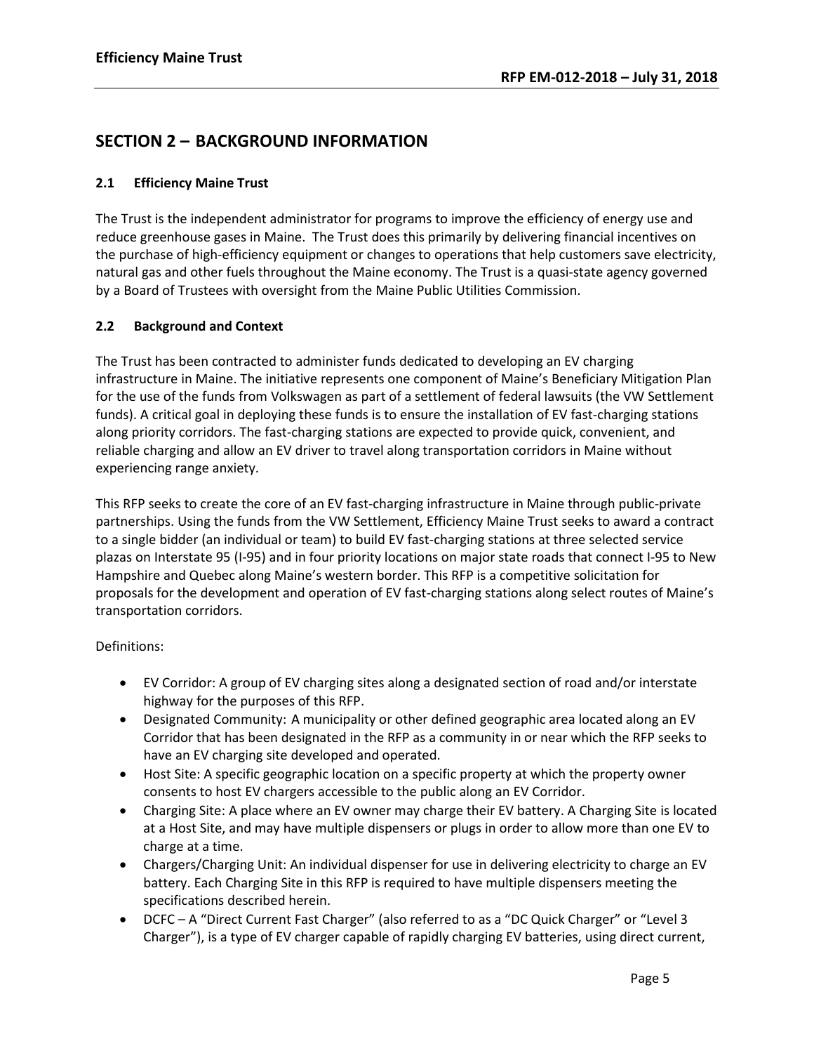## SECTION 2 – BACKGROUND INFORMATION

### 2.1 Efficiency Maine Trust

The Trust is the independent administrator for programs to improve the efficiency of energy use and reduce greenhouse gases in Maine. The Trust does this primarily by delivering financial incentives on the purchase of high-efficiency equipment or changes to operations that help customers save electricity, natural gas and other fuels throughout the Maine economy. The Trust is a quasi-state agency governed by a Board of Trustees with oversight from the Maine Public Utilities Commission.

### 2.2 Background and Context

The Trust has been contracted to administer funds dedicated to developing an EV charging infrastructure in Maine. The initiative represents one component of Maine's Beneficiary Mitigation Plan for the use of the funds from Volkswagen as part of a settlement of federal lawsuits (the VW Settlement funds). A critical goal in deploying these funds is to ensure the installation of EV fast-charging stations along priority corridors. The fast-charging stations are expected to provide quick, convenient, and reliable charging and allow an EV driver to travel along transportation corridors in Maine without experiencing range anxiety.

This RFP seeks to create the core of an EV fast-charging infrastructure in Maine through public-private partnerships. Using the funds from the VW Settlement, Efficiency Maine Trust seeks to award a contract to a single bidder (an individual or team) to build EV fast-charging stations at three selected service plazas on Interstate 95 (I-95) and in four priority locations on major state roads that connect I-95 to New Hampshire and Quebec along Maine's western border. This RFP is a competitive solicitation for proposals for the development and operation of EV fast-charging stations along select routes of Maine's transportation corridors.

Definitions:

- EV Corridor: A group of EV charging sites along a designated section of road and/or interstate highway for the purposes of this RFP.
- Designated Community: A municipality or other defined geographic area located along an EV Corridor that has been designated in the RFP as a community in or near which the RFP seeks to have an EV charging site developed and operated.
- Host Site: A specific geographic location on a specific property at which the property owner consents to host EV chargers accessible to the public along an EV Corridor.
- Charging Site: A place where an EV owner may charge their EV battery. A Charging Site is located at a Host Site, and may have multiple dispensers or plugs in order to allow more than one EV to charge at a time.
- Chargers/Charging Unit: An individual dispenser for use in delivering electricity to charge an EV battery. Each Charging Site in this RFP is required to have multiple dispensers meeting the specifications described herein.
- DCFC – A "Direct Current Fast Charger" (also referred to as a "DC Quick Charger" or "Level 3 Charger"), is a type of EV charger capable of rapidly charging EV batteries, using direct current,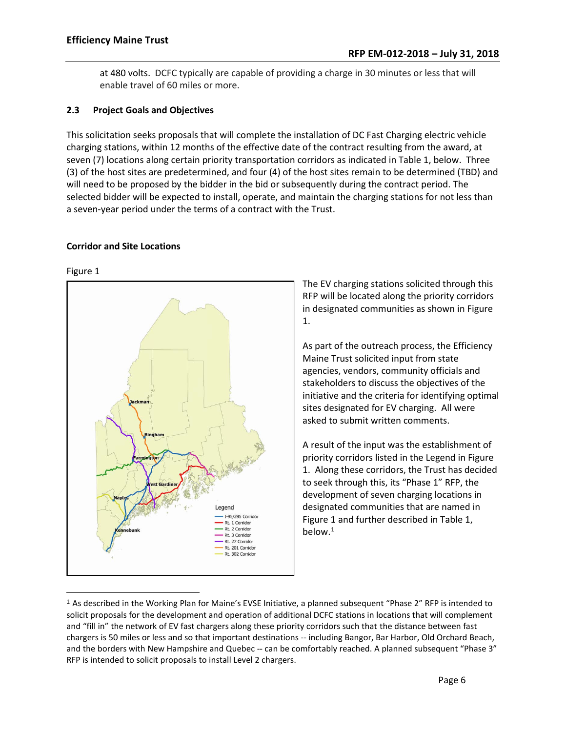at 480 volts. DCFC typically are capable of providing a charge in 30 minutes or less that will enable travel of 60 miles or more.

### 2.3 Project Goals and Objectives

This solicitation seeks proposals that will complete the installation of DC Fast Charging electric vehicle charging stations, within 12 months of the effective date of the contract resulting from the award, at seven (7) locations along certain priority transportation corridors as indicated in Table 1, below. Three (3) of the host sites are predetermined, and four (4) of the host sites remain to be determined (TBD) and will need to be proposed by the bidder in the bid or subsequently during the contract period. The selected bidder will be expected to install, operate, and maintain the charging stations for not less than a seven-year period under the terms of a contract with the Trust.

**Corridor and Site Locations**

Figure 1

Jackman

Bingham

Farmington

West Gardiner

Naples

Kennebunk

Legend
- I-95/295 Corridor
- Rt. 1 Corridor
- Rt. 2 Corridor
- Rt. 3 Corridor
- Rt. 27 Corridor
- Rt. 201 Corridor
- Rt. 302 Corridor

The EV charging stations solicited through this RFP will be located along the priority corridors in designated communities as shown in Figure 1.

As part of the outreach process, the Efficiency Maine Trust solicited input from state agencies, vendors, community officials and stakeholders to discuss the objectives of the initiative and the criteria for identifying optimal sites designated for EV charging. All were asked to submit written comments.

A result of the input was the establishment of priority corridors listed in the Legend in Figure 1. Along these corridors, the Trust has decided to seek through this, its "Phase 1" RFP, the development of seven charging locations in designated communities that are named in Figure 1 and further described in Table 1, below.[1]

[1] As described in the Working Plan for Maine's EVSE Initiative, a planned subsequent "Phase 2" RFP is intended to solicit proposals for the development and operation of additional DCFC stations in locations that will complement and "fill in" the network of EV fast chargers along these priority corridors such that the distance between fast chargers is 50 miles or less and so that important destinations -- including Bangor, Bar Harbor, Old Orchard Beach, and the borders with New Hampshire and Quebec -- can be comfortably reached. A planned subsequent "Phase 3" RFP is intended to solicit proposals to install Level 2 chargers.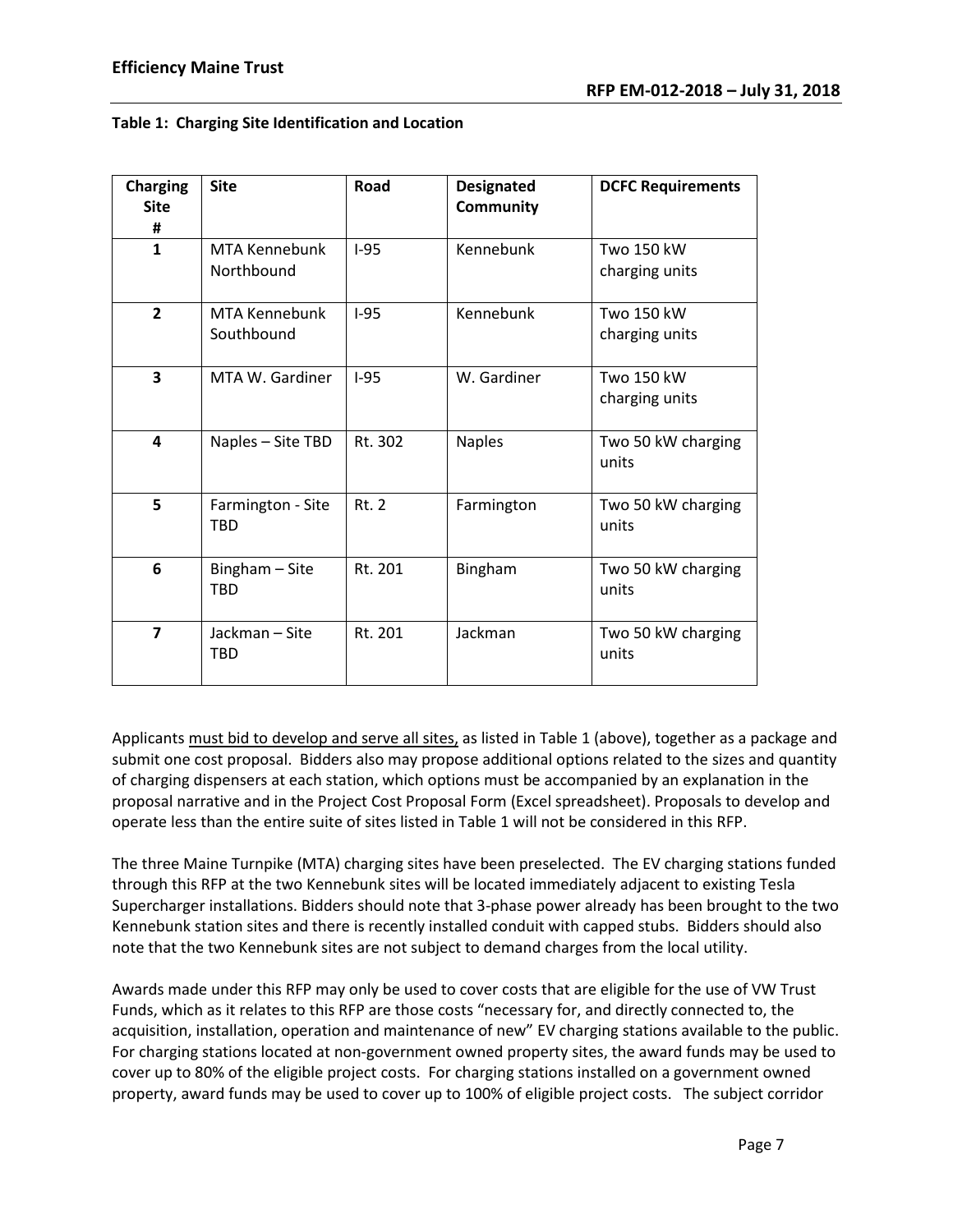**Table 1: Charging Site Identification and Location**

| Charging Site # | Site | Road | Designated Community | DCFC Requirements |
|---|---|---|---|---|
| 1 | MTA Kennebunk Northbound | I-95 | Kennebunk | Two 150 kW charging units |
| 2 | MTA Kennebunk Southbound | I-95 | Kennebunk | Two 150 kW charging units |
| 3 | MTA W. Gardiner | I-95 | W. Gardiner | Two 150 kW charging units |
| 4 | Naples – Site TBD | Rt. 302 | Naples | Two 50 kW charging units |
| 5 | Farmington - Site TBD | Rt. 2 | Farmington | Two 50 kW charging units |
| 6 | Bingham – Site TBD | Rt. 201 | Bingham | Two 50 kW charging units |
| 7 | Jackman – Site TBD | Rt. 201 | Jackman | Two 50 kW charging units |

Applicants <u>must bid to develop and serve all sites,</u> as listed in Table 1 (above), together as a package and submit one cost proposal. Bidders also may propose additional options related to the sizes and quantity of charging dispensers at each station, which options must be accompanied by an explanation in the proposal narrative and in the Project Cost Proposal Form (Excel spreadsheet). Proposals to develop and operate less than the entire suite of sites listed in Table 1 will not be considered in this RFP.

The three Maine Turnpike (MTA) charging sites have been preselected. The EV charging stations funded through this RFP at the two Kennebunk sites will be located immediately adjacent to existing Tesla Supercharger installations. Bidders should note that 3-phase power already has been brought to the two Kennebunk station sites and there is recently installed conduit with capped stubs. Bidders should also note that the two Kennebunk sites are not subject to demand charges from the local utility.

Awards made under this RFP may only be used to cover costs that are eligible for the use of VW Trust Funds, which as it relates to this RFP are those costs "necessary for, and directly connected to, the acquisition, installation, operation and maintenance of new" EV charging stations available to the public. For charging stations located at non-government owned property sites, the award funds may be used to cover up to 80% of the eligible project costs. For charging stations installed on a government owned property, award funds may be used to cover up to 100% of eligible project costs. The subject corridor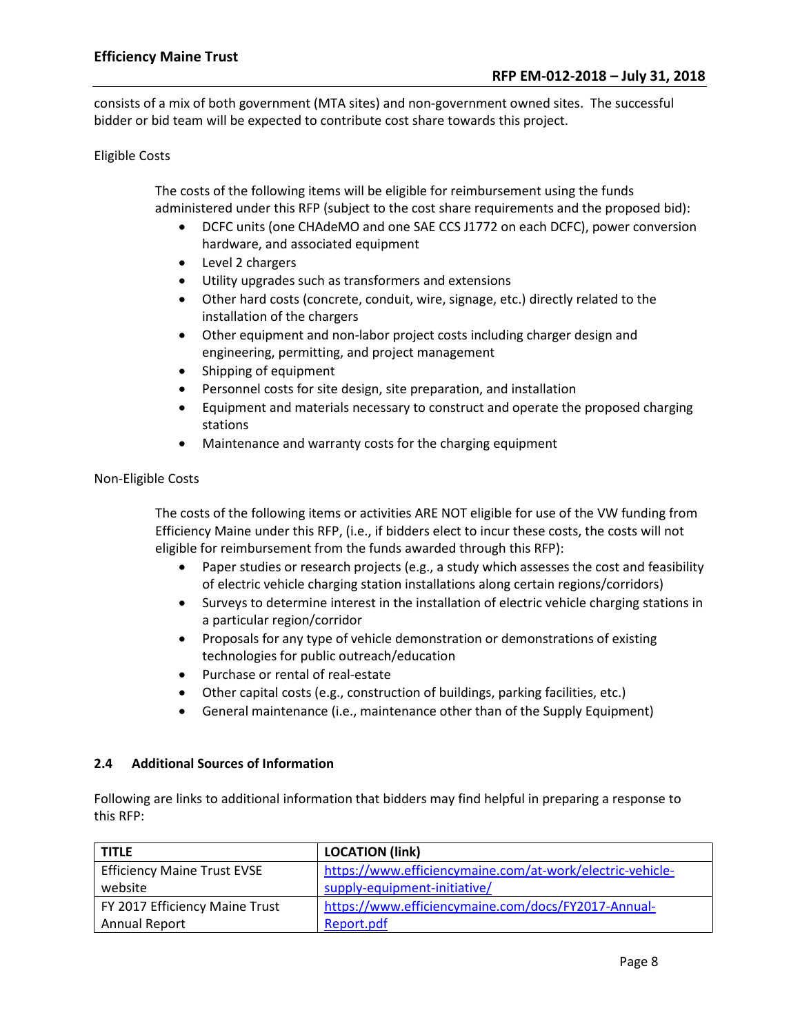consists of a mix of both government (MTA sites) and non-government owned sites. The successful bidder or bid team will be expected to contribute cost share towards this project.

Eligible Costs

The costs of the following items will be eligible for reimbursement using the funds administered under this RFP (subject to the cost share requirements and the proposed bid):

- DCFC units (one CHAdeMO and one SAE CCS J1772 on each DCFC), power conversion hardware, and associated equipment
- Level 2 chargers
- Utility upgrades such as transformers and extensions
- Other hard costs (concrete, conduit, wire, signage, etc.) directly related to the installation of the chargers
- Other equipment and non-labor project costs including charger design and engineering, permitting, and project management
- Shipping of equipment
- Personnel costs for site design, site preparation, and installation
- Equipment and materials necessary to construct and operate the proposed charging stations
- Maintenance and warranty costs for the charging equipment

Non-Eligible Costs

The costs of the following items or activities ARE NOT eligible for use of the VW funding from Efficiency Maine under this RFP, (i.e., if bidders elect to incur these costs, the costs will not eligible for reimbursement from the funds awarded through this RFP):

- Paper studies or research projects (e.g., a study which assesses the cost and feasibility of electric vehicle charging station installations along certain regions/corridors)
- Surveys to determine interest in the installation of electric vehicle charging stations in a particular region/corridor
- Proposals for any type of vehicle demonstration or demonstrations of existing technologies for public outreach/education
- Purchase or rental of real-estate
- Other capital costs (e.g., construction of buildings, parking facilities, etc.)
- General maintenance (i.e., maintenance other than of the Supply Equipment)

### 2.4 Additional Sources of Information

Following are links to additional information that bidders may find helpful in preparing a response to this RFP:

| TITLE | LOCATION (link) |
|---|---|
| Efficiency Maine Trust EVSE website | https://www.efficiencymaine.com/at-work/electric-vehicle-supply-equipment-initiative/ |
| FY 2017 Efficiency Maine Trust Annual Report | https://www.efficiencymaine.com/docs/FY2017-Annual-Report.pdf |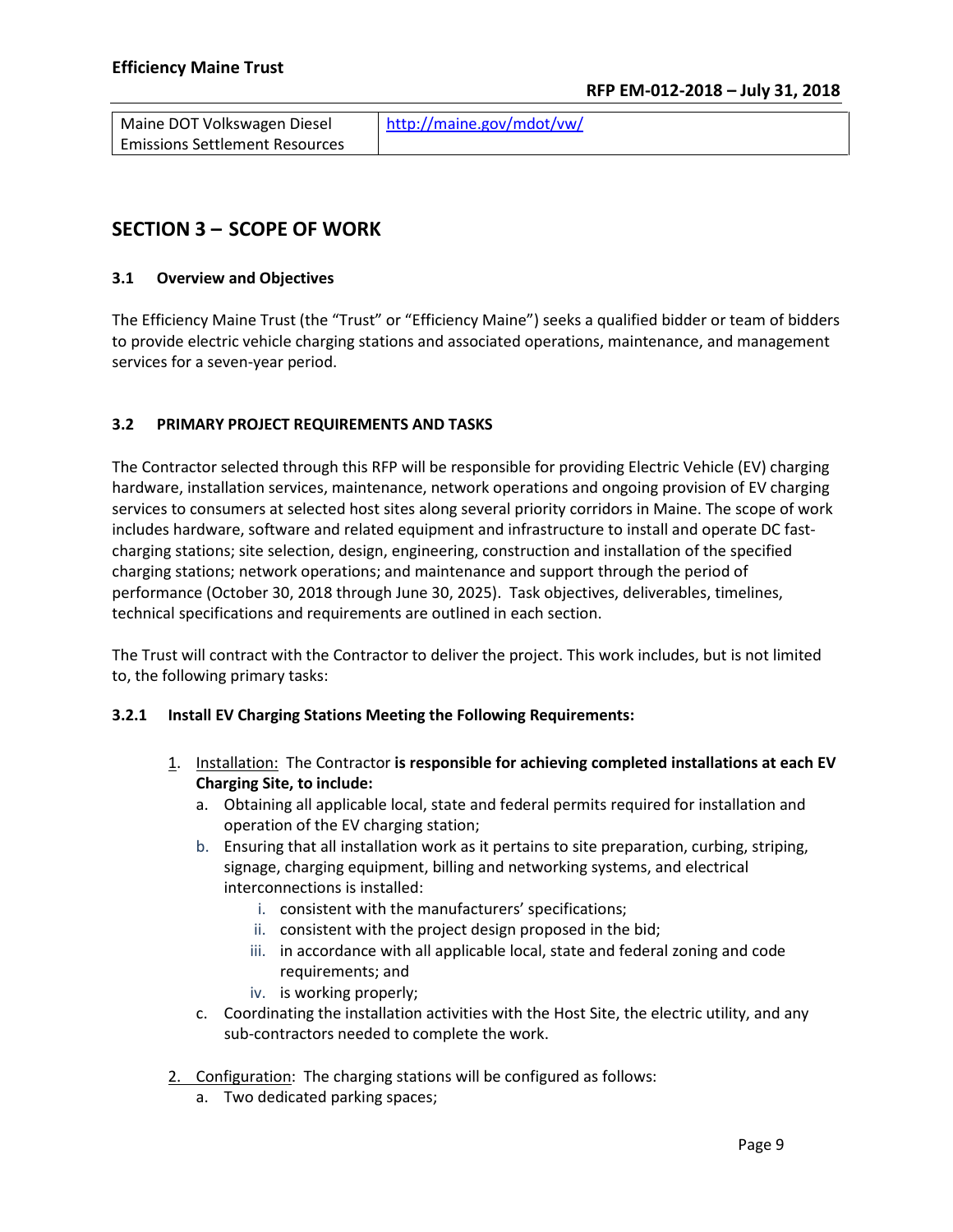| Maine DOT Volkswagen Diesel Emissions Settlement Resources | http://maine.gov/mdot/vw/ |
| --- | --- |

## SECTION 3 – SCOPE OF WORK

### 3.1 Overview and Objectives

The Efficiency Maine Trust (the "Trust" or "Efficiency Maine") seeks a qualified bidder or team of bidders to provide electric vehicle charging stations and associated operations, maintenance, and management services for a seven-year period.

### 3.2 PRIMARY PROJECT REQUIREMENTS AND TASKS

The Contractor selected through this RFP will be responsible for providing Electric Vehicle (EV) charging hardware, installation services, maintenance, network operations and ongoing provision of EV charging services to consumers at selected host sites along several priority corridors in Maine. The scope of work includes hardware, software and related equipment and infrastructure to install and operate DC fast-charging stations; site selection, design, engineering, construction and installation of the specified charging stations; network operations; and maintenance and support through the period of performance (October 30, 2018 through June 30, 2025). Task objectives, deliverables, timelines, technical specifications and requirements are outlined in each section.

The Trust will contract with the Contractor to deliver the project. This work includes, but is not limited to, the following primary tasks:

#### 3.2.1 Install EV Charging Stations Meeting the Following Requirements:

1. Installation: The Contractor **is responsible for achieving completed installations at each EV Charging Site, to include:**
   a. Obtaining all applicable local, state and federal permits required for installation and operation of the EV charging station;
   b. Ensuring that all installation work as it pertains to site preparation, curbing, striping, signage, charging equipment, billing and networking systems, and electrical interconnections is installed:
      i. consistent with the manufacturers' specifications;
      ii. consistent with the project design proposed in the bid;
      iii. in accordance with all applicable local, state and federal zoning and code requirements; and
      iv. is working properly;
   c. Coordinating the installation activities with the Host Site, the electric utility, and any sub-contractors needed to complete the work.
2. Configuration: The charging stations will be configured as follows:
   a. Two dedicated parking spaces;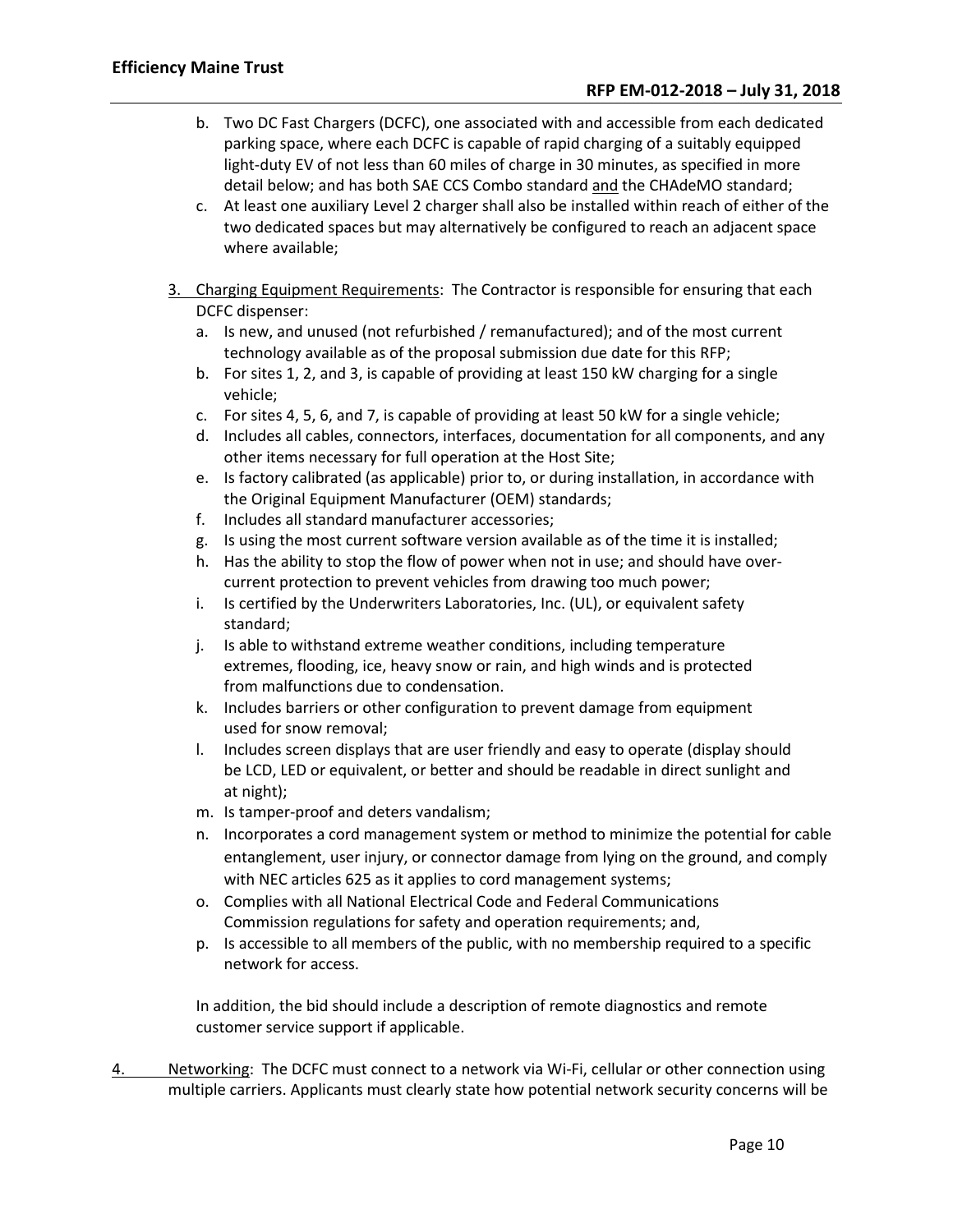b. Two DC Fast Chargers (DCFC), one associated with and accessible from each dedicated parking space, where each DCFC is capable of rapid charging of a suitably equipped light-duty EV of not less than 60 miles of charge in 30 minutes, as specified in more detail below; and has both SAE CCS Combo standard <u>and</u> the CHAdeMO standard;
   c. At least one auxiliary Level 2 charger shall also be installed within reach of either of the two dedicated spaces but may alternatively be configured to reach an adjacent space where available;

3. <u>Charging Equipment Requirements</u>: The Contractor is responsible for ensuring that each DCFC dispenser:
   a. Is new, and unused (not refurbished / remanufactured); and of the most current technology available as of the proposal submission due date for this RFP;
   b. For sites 1, 2, and 3, is capable of providing at least 150 kW charging for a single vehicle;
   c. For sites 4, 5, 6, and 7, is capable of providing at least 50 kW for a single vehicle;
   d. Includes all cables, connectors, interfaces, documentation for all components, and any other items necessary for full operation at the Host Site;
   e. Is factory calibrated (as applicable) prior to, or during installation, in accordance with the Original Equipment Manufacturer (OEM) standards;
   f. Includes all standard manufacturer accessories;
   g. Is using the most current software version available as of the time it is installed;
   h. Has the ability to stop the flow of power when not in use; and should have over-current protection to prevent vehicles from drawing too much power;
   i. Is certified by the Underwriters Laboratories, Inc. (UL), or equivalent safety standard;
   j. Is able to withstand extreme weather conditions, including temperature extremes, flooding, ice, heavy snow or rain, and high winds and is protected from malfunctions due to condensation.
   k. Includes barriers or other configuration to prevent damage from equipment used for snow removal;
   l. Includes screen displays that are user friendly and easy to operate (display should be LCD, LED or equivalent, or better and should be readable in direct sunlight and at night);
   m. Is tamper-proof and deters vandalism;
   n. Incorporates a cord management system or method to minimize the potential for cable entanglement, user injury, or connector damage from lying on the ground, and comply with NEC articles 625 as it applies to cord management systems;
   o. Complies with all National Electrical Code and Federal Communications Commission regulations for safety and operation requirements; and,
   p. Is accessible to all members of the public, with no membership required to a specific network for access.

   In addition, the bid should include a description of remote diagnostics and remote customer service support if applicable.

4. <u>Networking</u>: The DCFC must connect to a network via Wi-Fi, cellular or other connection using multiple carriers. Applicants must clearly state how potential network security concerns will be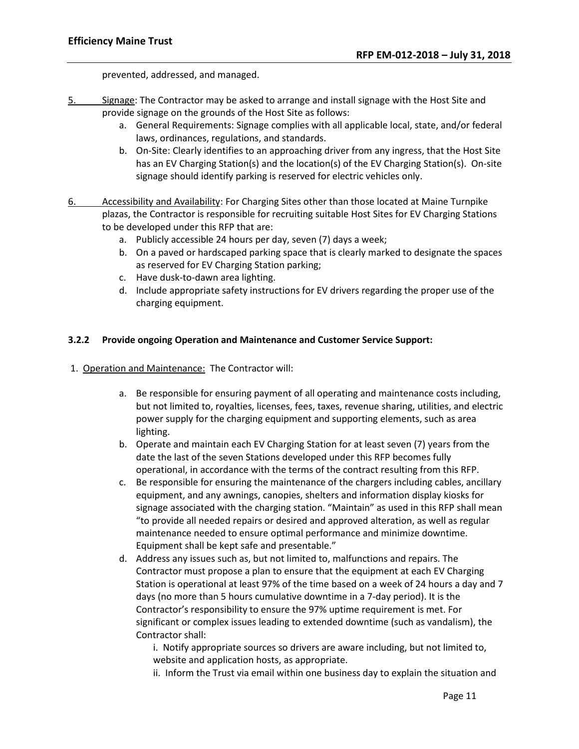prevented, addressed, and managed.

5. Signage: The Contractor may be asked to arrange and install signage with the Host Site and provide signage on the grounds of the Host Site as follows:
   a. General Requirements: Signage complies with all applicable local, state, and/or federal laws, ordinances, regulations, and standards.
   b. On-Site: Clearly identifies to an approaching driver from any ingress, that the Host Site has an EV Charging Station(s) and the location(s) of the EV Charging Station(s). On-site signage should identify parking is reserved for electric vehicles only.

6. Accessibility and Availability: For Charging Sites other than those located at Maine Turnpike plazas, the Contractor is responsible for recruiting suitable Host Sites for EV Charging Stations to be developed under this RFP that are:
   a. Publicly accessible 24 hours per day, seven (7) days a week;
   b. On a paved or hardscaped parking space that is clearly marked to designate the spaces as reserved for EV Charging Station parking;
   c. Have dusk-to-dawn area lighting.
   d. Include appropriate safety instructions for EV drivers regarding the proper use of the charging equipment.

### 3.2.2 Provide ongoing Operation and Maintenance and Customer Service Support:

1. Operation and Maintenance: The Contractor will:
   a. Be responsible for ensuring payment of all operating and maintenance costs including, but not limited to, royalties, licenses, fees, taxes, revenue sharing, utilities, and electric power supply for the charging equipment and supporting elements, such as area lighting.
   b. Operate and maintain each EV Charging Station for at least seven (7) years from the date the last of the seven Stations developed under this RFP becomes fully operational, in accordance with the terms of the contract resulting from this RFP.
   c. Be responsible for ensuring the maintenance of the chargers including cables, ancillary equipment, and any awnings, canopies, shelters and information display kiosks for signage associated with the charging station. "Maintain" as used in this RFP shall mean "to provide all needed repairs or desired and approved alteration, as well as regular maintenance needed to ensure optimal performance and minimize downtime. Equipment shall be kept safe and presentable."
   d. Address any issues such as, but not limited to, malfunctions and repairs. The Contractor must propose a plan to ensure that the equipment at each EV Charging Station is operational at least 97% of the time based on a week of 24 hours a day and 7 days (no more than 5 hours cumulative downtime in a 7-day period). It is the Contractor's responsibility to ensure the 97% uptime requirement is met. For significant or complex issues leading to extended downtime (such as vandalism), the Contractor shall:

      i. Notify appropriate sources so drivers are aware including, but not limited to, website and application hosts, as appropriate.

      ii. Inform the Trust via email within one business day to explain the situation and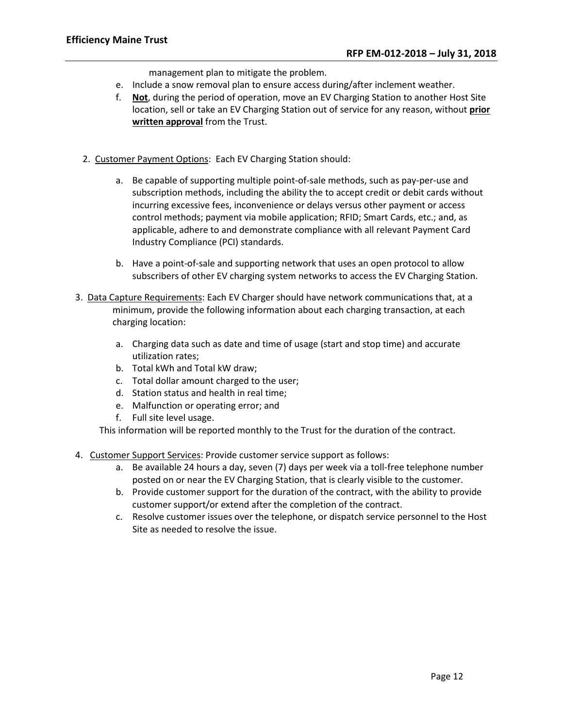management plan to mitigate the problem.

e. Include a snow removal plan to ensure access during/after inclement weather.
f. **Not**, during the period of operation, move an EV Charging Station to another Host Site location, sell or take an EV Charging Station out of service for any reason, without **prior written approval** from the Trust.

2. Customer Payment Options: Each EV Charging Station should:

   a. Be capable of supporting multiple point-of-sale methods, such as pay-per-use and subscription methods, including the ability the to accept credit or debit cards without incurring excessive fees, inconvenience or delays versus other payment or access control methods; payment via mobile application; RFID; Smart Cards, etc.; and, as applicable, adhere to and demonstrate compliance with all relevant Payment Card Industry Compliance (PCI) standards.

   b. Have a point-of-sale and supporting network that uses an open protocol to allow subscribers of other EV charging system networks to access the EV Charging Station.

3. Data Capture Requirements: Each EV Charger should have network communications that, at a minimum, provide the following information about each charging transaction, at each charging location:

   a. Charging data such as date and time of usage (start and stop time) and accurate utilization rates;
   b. Total kWh and Total kW draw;
   c. Total dollar amount charged to the user;
   d. Station status and health in real time;
   e. Malfunction or operating error; and
   f. Full site level usage.

   This information will be reported monthly to the Trust for the duration of the contract.

4. Customer Support Services: Provide customer service support as follows:
   a. Be available 24 hours a day, seven (7) days per week via a toll-free telephone number posted on or near the EV Charging Station, that is clearly visible to the customer.
   b. Provide customer support for the duration of the contract, with the ability to provide customer support/or extend after the completion of the contract.
   c. Resolve customer issues over the telephone, or dispatch service personnel to the Host Site as needed to resolve the issue.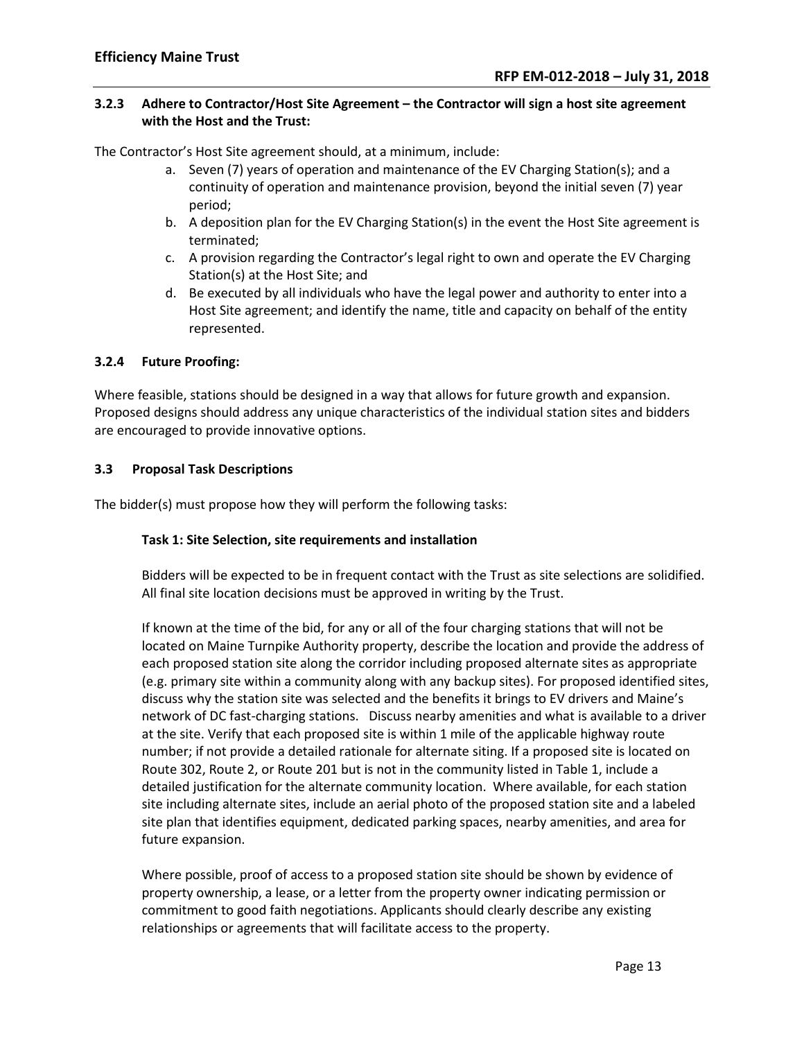### 3.2.3 Adhere to Contractor/Host Site Agreement – the Contractor will sign a host site agreement with the Host and the Trust:

The Contractor's Host Site agreement should, at a minimum, include:

a. Seven (7) years of operation and maintenance of the EV Charging Station(s); and a continuity of operation and maintenance provision, beyond the initial seven (7) year period;
b. A deposition plan for the EV Charging Station(s) in the event the Host Site agreement is terminated;
c. A provision regarding the Contractor's legal right to own and operate the EV Charging Station(s) at the Host Site; and
d. Be executed by all individuals who have the legal power and authority to enter into a Host Site agreement; and identify the name, title and capacity on behalf of the entity represented.

### 3.2.4 Future Proofing:

Where feasible, stations should be designed in a way that allows for future growth and expansion. Proposed designs should address any unique characteristics of the individual station sites and bidders are encouraged to provide innovative options.

### 3.3 Proposal Task Descriptions

The bidder(s) must propose how they will perform the following tasks:

**Task 1: Site Selection, site requirements and installation**

Bidders will be expected to be in frequent contact with the Trust as site selections are solidified. All final site location decisions must be approved in writing by the Trust.

If known at the time of the bid, for any or all of the four charging stations that will not be located on Maine Turnpike Authority property, describe the location and provide the address of each proposed station site along the corridor including proposed alternate sites as appropriate (e.g. primary site within a community along with any backup sites). For proposed identified sites, discuss why the station site was selected and the benefits it brings to EV drivers and Maine's network of DC fast-charging stations. Discuss nearby amenities and what is available to a driver at the site. Verify that each proposed site is within 1 mile of the applicable highway route number; if not provide a detailed rationale for alternate siting. If a proposed site is located on Route 302, Route 2, or Route 201 but is not in the community listed in Table 1, include a detailed justification for the alternate community location. Where available, for each station site including alternate sites, include an aerial photo of the proposed station site and a labeled site plan that identifies equipment, dedicated parking spaces, nearby amenities, and area for future expansion.

Where possible, proof of access to a proposed station site should be shown by evidence of property ownership, a lease, or a letter from the property owner indicating permission or commitment to good faith negotiations. Applicants should clearly describe any existing relationships or agreements that will facilitate access to the property.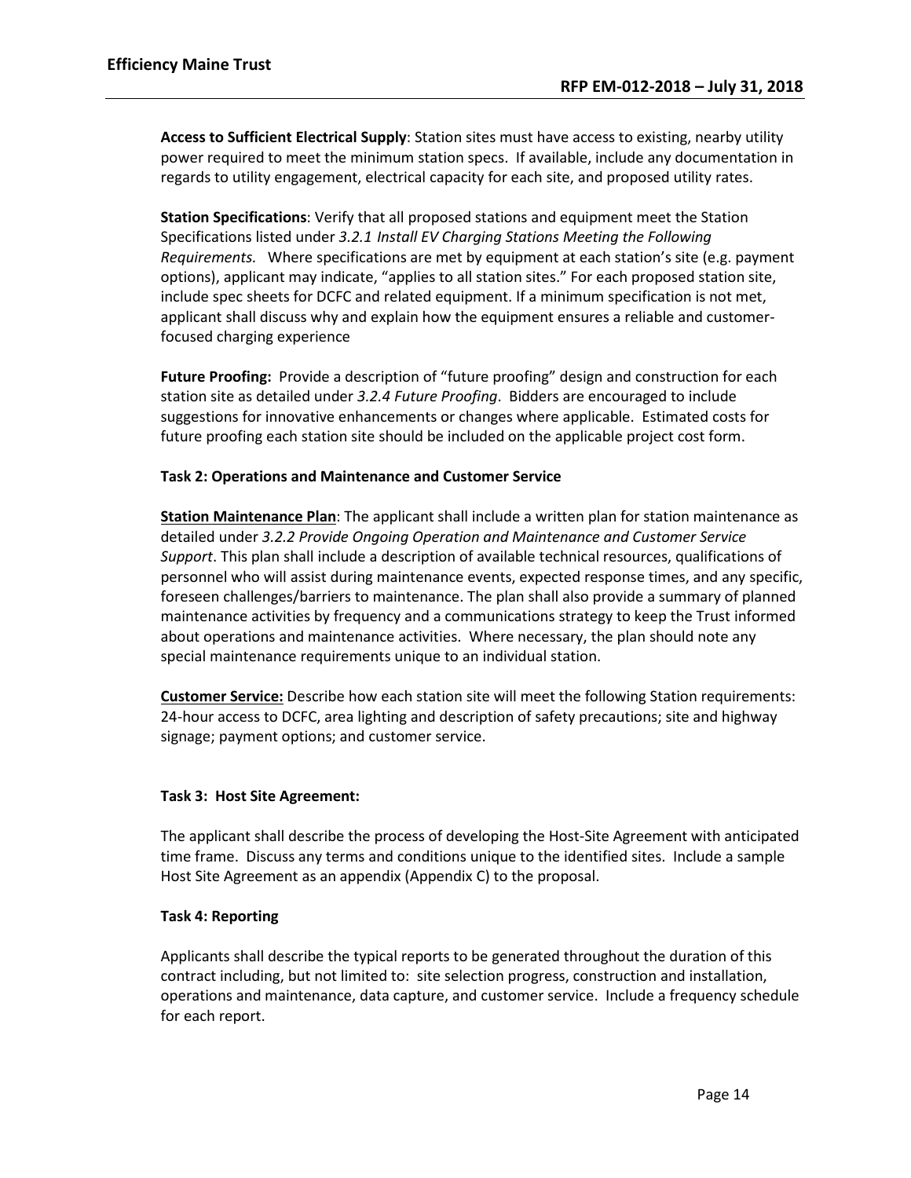**Access to Sufficient Electrical Supply**: Station sites must have access to existing, nearby utility power required to meet the minimum station specs. If available, include any documentation in regards to utility engagement, electrical capacity for each site, and proposed utility rates.

**Station Specifications**: Verify that all proposed stations and equipment meet the Station Specifications listed under *3.2.1 Install EV Charging Stations Meeting the Following Requirements.* Where specifications are met by equipment at each station's site (e.g. payment options), applicant may indicate, "applies to all station sites." For each proposed station site, include spec sheets for DCFC and related equipment. If a minimum specification is not met, applicant shall discuss why and explain how the equipment ensures a reliable and customer-focused charging experience

**Future Proofing:** Provide a description of "future proofing" design and construction for each station site as detailed under *3.2.4 Future Proofing*. Bidders are encouraged to include suggestions for innovative enhancements or changes where applicable. Estimated costs for future proofing each station site should be included on the applicable project cost form.

**Task 2: Operations and Maintenance and Customer Service**

**Station Maintenance Plan**: The applicant shall include a written plan for station maintenance as detailed under *3.2.2 Provide Ongoing Operation and Maintenance and Customer Service Support*. This plan shall include a description of available technical resources, qualifications of personnel who will assist during maintenance events, expected response times, and any specific, foreseen challenges/barriers to maintenance. The plan shall also provide a summary of planned maintenance activities by frequency and a communications strategy to keep the Trust informed about operations and maintenance activities. Where necessary, the plan should note any special maintenance requirements unique to an individual station.

**Customer Service:** Describe how each station site will meet the following Station requirements: 24-hour access to DCFC, area lighting and description of safety precautions; site and highway signage; payment options; and customer service.

**Task 3: Host Site Agreement:**

The applicant shall describe the process of developing the Host-Site Agreement with anticipated time frame. Discuss any terms and conditions unique to the identified sites. Include a sample Host Site Agreement as an appendix (Appendix C) to the proposal.

**Task 4: Reporting**

Applicants shall describe the typical reports to be generated throughout the duration of this contract including, but not limited to: site selection progress, construction and installation, operations and maintenance, data capture, and customer service. Include a frequency schedule for each report.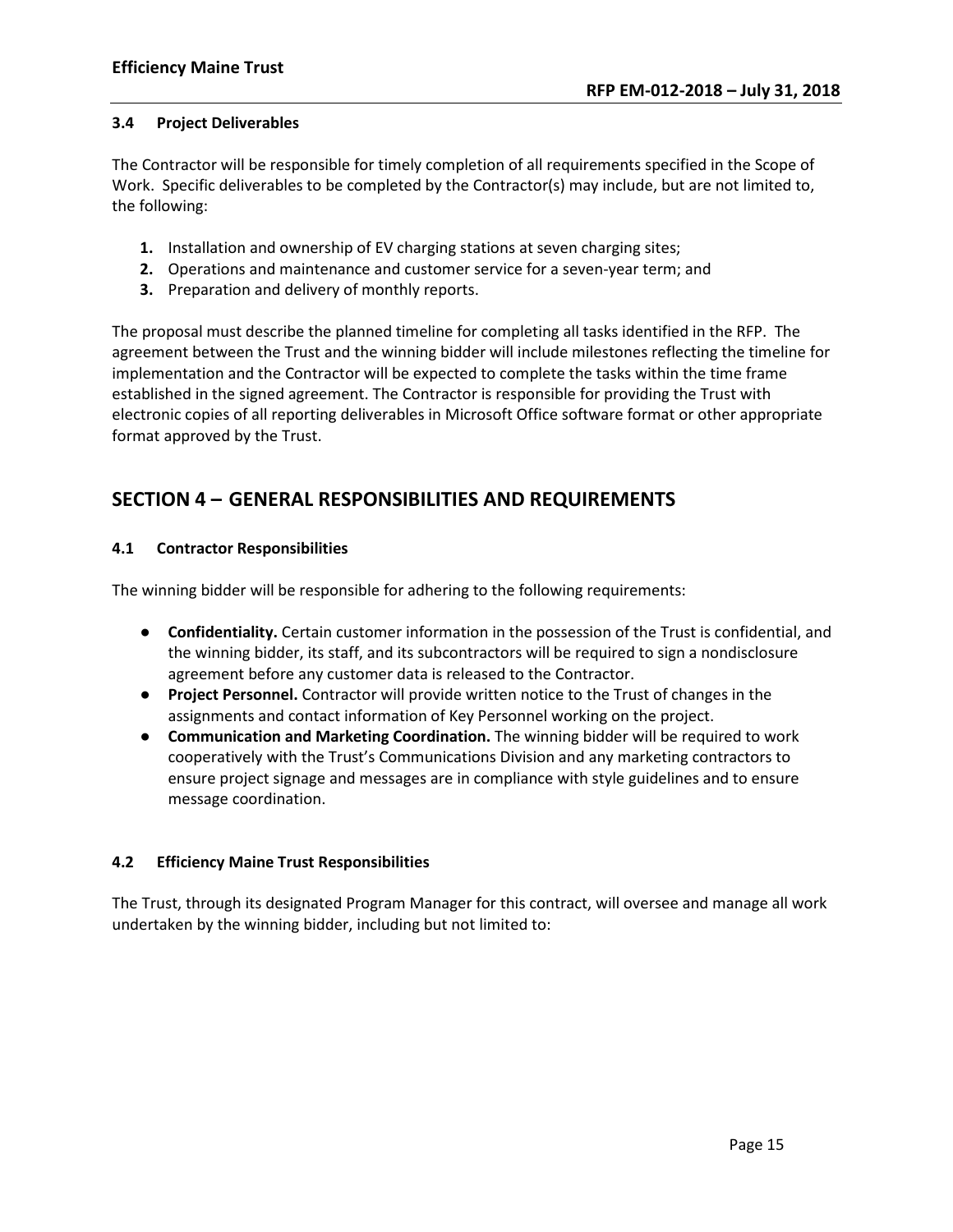### 3.4 Project Deliverables

The Contractor will be responsible for timely completion of all requirements specified in the Scope of Work. Specific deliverables to be completed by the Contractor(s) may include, but are not limited to, the following:

1. Installation and ownership of EV charging stations at seven charging sites;
2. Operations and maintenance and customer service for a seven-year term; and
3. Preparation and delivery of monthly reports.

The proposal must describe the planned timeline for completing all tasks identified in the RFP. The agreement between the Trust and the winning bidder will include milestones reflecting the timeline for implementation and the Contractor will be expected to complete the tasks within the time frame established in the signed agreement. The Contractor is responsible for providing the Trust with electronic copies of all reporting deliverables in Microsoft Office software format or other appropriate format approved by the Trust.

## SECTION 4 – GENERAL RESPONSIBILITIES AND REQUIREMENTS

### 4.1 Contractor Responsibilities

The winning bidder will be responsible for adhering to the following requirements:

- **Confidentiality.** Certain customer information in the possession of the Trust is confidential, and the winning bidder, its staff, and its subcontractors will be required to sign a nondisclosure agreement before any customer data is released to the Contractor.
- **Project Personnel.** Contractor will provide written notice to the Trust of changes in the assignments and contact information of Key Personnel working on the project.
- **Communication and Marketing Coordination.** The winning bidder will be required to work cooperatively with the Trust's Communications Division and any marketing contractors to ensure project signage and messages are in compliance with style guidelines and to ensure message coordination.

### 4.2 Efficiency Maine Trust Responsibilities

The Trust, through its designated Program Manager for this contract, will oversee and manage all work undertaken by the winning bidder, including but not limited to: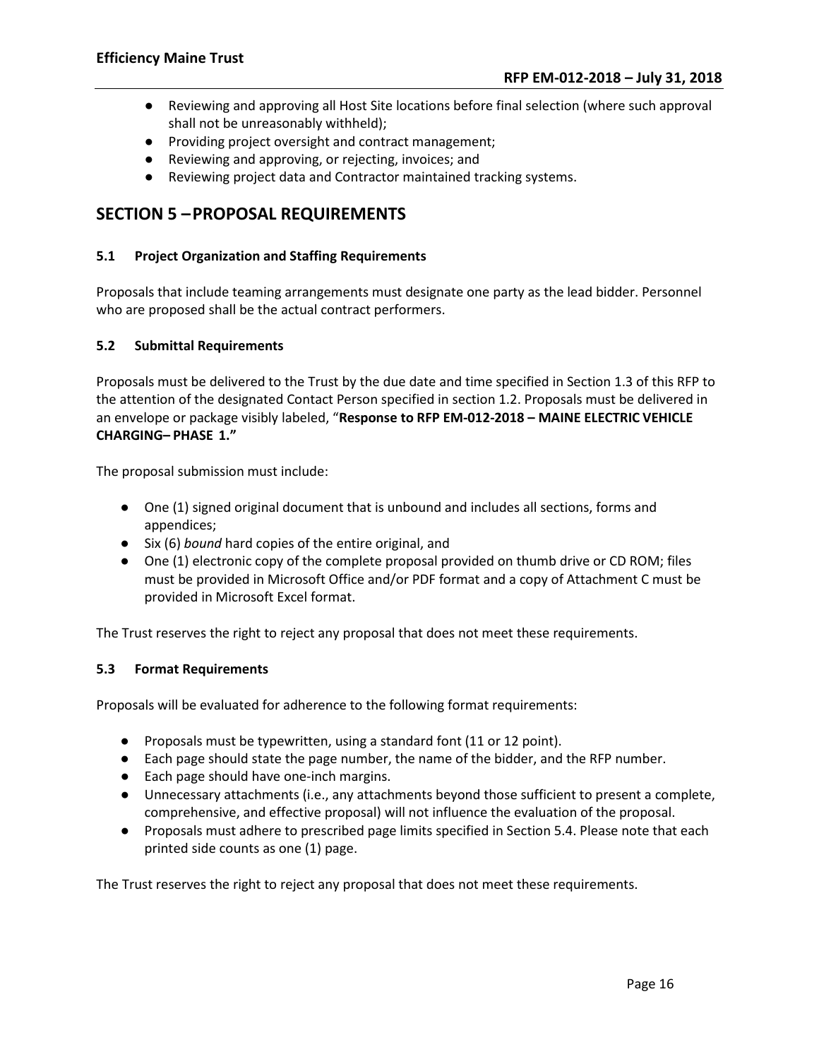- Reviewing and approving all Host Site locations before final selection (where such approval shall not be unreasonably withheld);
- Providing project oversight and contract management;
- Reviewing and approving, or rejecting, invoices; and
- Reviewing project data and Contractor maintained tracking systems.

## SECTION 5 –PROPOSAL REQUIREMENTS

### 5.1 Project Organization and Staffing Requirements

Proposals that include teaming arrangements must designate one party as the lead bidder. Personnel who are proposed shall be the actual contract performers.

### 5.2 Submittal Requirements

Proposals must be delivered to the Trust by the due date and time specified in Section 1.3 of this RFP to the attention of the designated Contact Person specified in section 1.2. Proposals must be delivered in an envelope or package visibly labeled, "**Response to RFP EM-012-2018 – MAINE ELECTRIC VEHICLE CHARGING– PHASE 1."**

The proposal submission must include:

- One (1) signed original document that is unbound and includes all sections, forms and appendices;
- Six (6) *bound* hard copies of the entire original, and
- One (1) electronic copy of the complete proposal provided on thumb drive or CD ROM; files must be provided in Microsoft Office and/or PDF format and a copy of Attachment C must be provided in Microsoft Excel format.

The Trust reserves the right to reject any proposal that does not meet these requirements.

### 5.3 Format Requirements

Proposals will be evaluated for adherence to the following format requirements:

- Proposals must be typewritten, using a standard font (11 or 12 point).
- Each page should state the page number, the name of the bidder, and the RFP number.
- Each page should have one-inch margins.
- Unnecessary attachments (i.e., any attachments beyond those sufficient to present a complete, comprehensive, and effective proposal) will not influence the evaluation of the proposal.
- Proposals must adhere to prescribed page limits specified in Section 5.4. Please note that each printed side counts as one (1) page.

The Trust reserves the right to reject any proposal that does not meet these requirements.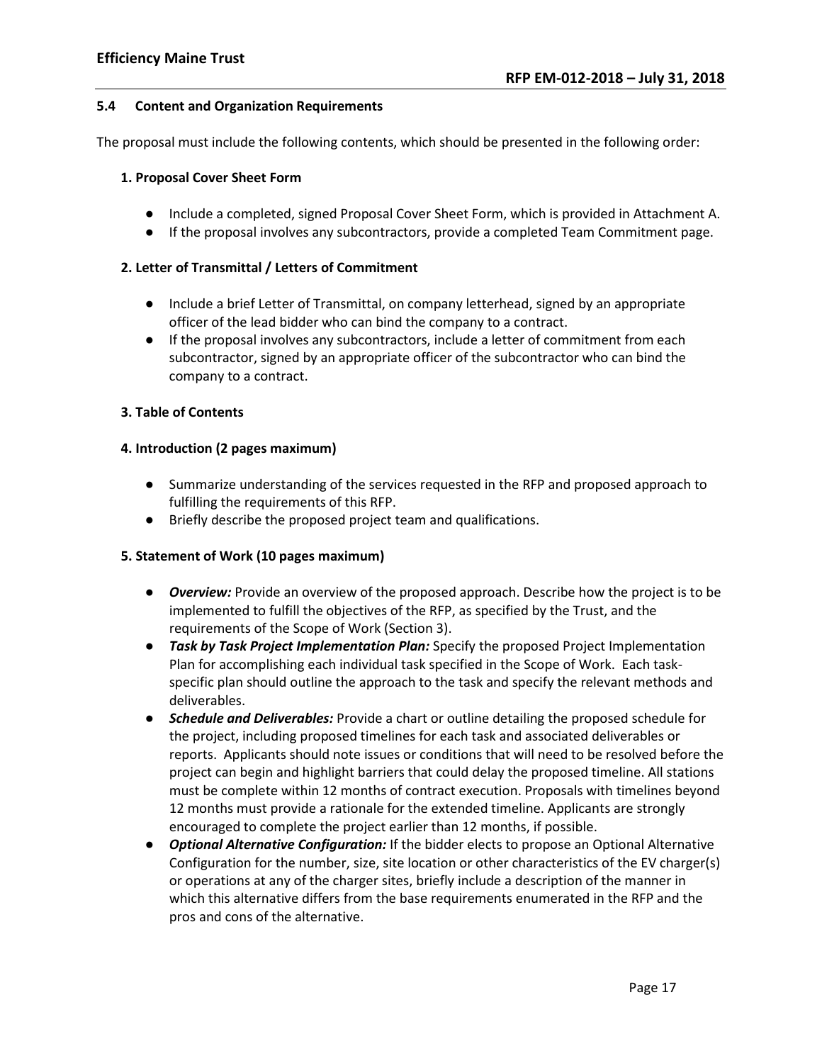### 5.4 Content and Organization Requirements

The proposal must include the following contents, which should be presented in the following order:

**1. Proposal Cover Sheet Form**

- Include a completed, signed Proposal Cover Sheet Form, which is provided in Attachment A.
- If the proposal involves any subcontractors, provide a completed Team Commitment page.

**2. Letter of Transmittal / Letters of Commitment**

- Include a brief Letter of Transmittal, on company letterhead, signed by an appropriate officer of the lead bidder who can bind the company to a contract.
- If the proposal involves any subcontractors, include a letter of commitment from each subcontractor, signed by an appropriate officer of the subcontractor who can bind the company to a contract.

**3. Table of Contents**

**4. Introduction (2 pages maximum)**

- Summarize understanding of the services requested in the RFP and proposed approach to fulfilling the requirements of this RFP.
- Briefly describe the proposed project team and qualifications.

**5. Statement of Work (10 pages maximum)**

- ***Overview:*** Provide an overview of the proposed approach. Describe how the project is to be implemented to fulfill the objectives of the RFP, as specified by the Trust, and the requirements of the Scope of Work (Section 3).
- ***Task by Task Project Implementation Plan:*** Specify the proposed Project Implementation Plan for accomplishing each individual task specified in the Scope of Work. Each task-specific plan should outline the approach to the task and specify the relevant methods and deliverables.
- ***Schedule and Deliverables:*** Provide a chart or outline detailing the proposed schedule for the project, including proposed timelines for each task and associated deliverables or reports. Applicants should note issues or conditions that will need to be resolved before the project can begin and highlight barriers that could delay the proposed timeline. All stations must be complete within 12 months of contract execution. Proposals with timelines beyond 12 months must provide a rationale for the extended timeline. Applicants are strongly encouraged to complete the project earlier than 12 months, if possible.
- ***Optional Alternative Configuration:*** If the bidder elects to propose an Optional Alternative Configuration for the number, size, site location or other characteristics of the EV charger(s) or operations at any of the charger sites, briefly include a description of the manner in which this alternative differs from the base requirements enumerated in the RFP and the pros and cons of the alternative.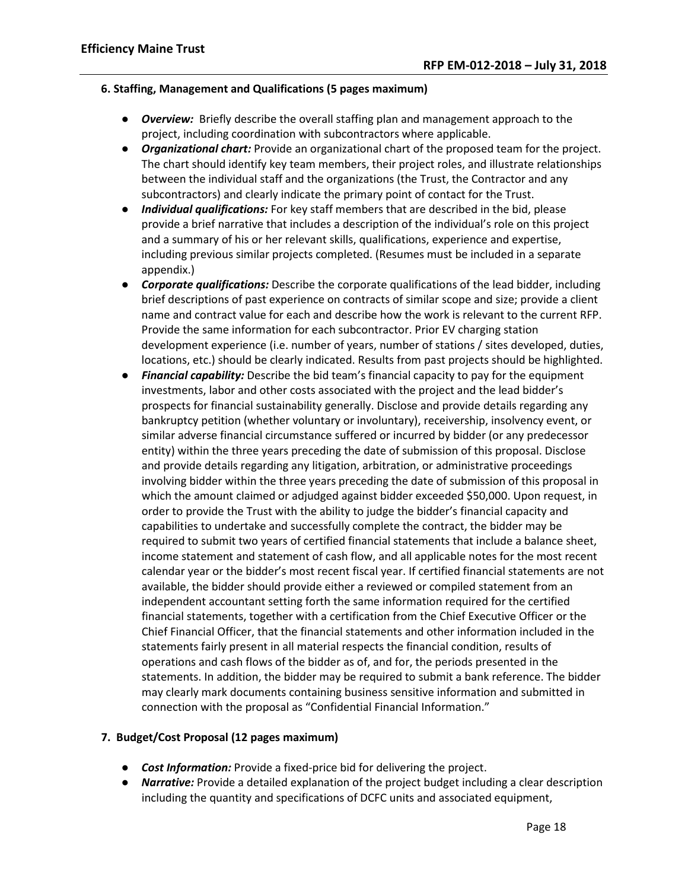### 6. Staffing, Management and Qualifications (5 pages maximum)

- ***Overview:*** Briefly describe the overall staffing plan and management approach to the project, including coordination with subcontractors where applicable.
- ***Organizational chart:*** Provide an organizational chart of the proposed team for the project. The chart should identify key team members, their project roles, and illustrate relationships between the individual staff and the organizations (the Trust, the Contractor and any subcontractors) and clearly indicate the primary point of contact for the Trust.
- ***Individual qualifications:*** For key staff members that are described in the bid, please provide a brief narrative that includes a description of the individual's role on this project and a summary of his or her relevant skills, qualifications, experience and expertise, including previous similar projects completed. (Resumes must be included in a separate appendix.)
- ***Corporate qualifications:*** Describe the corporate qualifications of the lead bidder, including brief descriptions of past experience on contracts of similar scope and size; provide a client name and contract value for each and describe how the work is relevant to the current RFP. Provide the same information for each subcontractor. Prior EV charging station development experience (i.e. number of years, number of stations / sites developed, duties, locations, etc.) should be clearly indicated. Results from past projects should be highlighted.
- ***Financial capability:*** Describe the bid team's financial capacity to pay for the equipment investments, labor and other costs associated with the project and the lead bidder's prospects for financial sustainability generally. Disclose and provide details regarding any bankruptcy petition (whether voluntary or involuntary), receivership, insolvency event, or similar adverse financial circumstance suffered or incurred by bidder (or any predecessor entity) within the three years preceding the date of submission of this proposal. Disclose and provide details regarding any litigation, arbitration, or administrative proceedings involving bidder within the three years preceding the date of submission of this proposal in which the amount claimed or adjudged against bidder exceeded $50,000. Upon request, in order to provide the Trust with the ability to judge the bidder's financial capacity and capabilities to undertake and successfully complete the contract, the bidder may be required to submit two years of certified financial statements that include a balance sheet, income statement and statement of cash flow, and all applicable notes for the most recent calendar year or the bidder's most recent fiscal year. If certified financial statements are not available, the bidder should provide either a reviewed or compiled statement from an independent accountant setting forth the same information required for the certified financial statements, together with a certification from the Chief Executive Officer or the Chief Financial Officer, that the financial statements and other information included in the statements fairly present in all material respects the financial condition, results of operations and cash flows of the bidder as of, and for, the periods presented in the statements. In addition, the bidder may be required to submit a bank reference. The bidder may clearly mark documents containing business sensitive information and submitted in connection with the proposal as "Confidential Financial Information."

### 7. Budget/Cost Proposal (12 pages maximum)

- ***Cost Information:*** Provide a fixed-price bid for delivering the project.
- ***Narrative:*** Provide a detailed explanation of the project budget including a clear description including the quantity and specifications of DCFC units and associated equipment,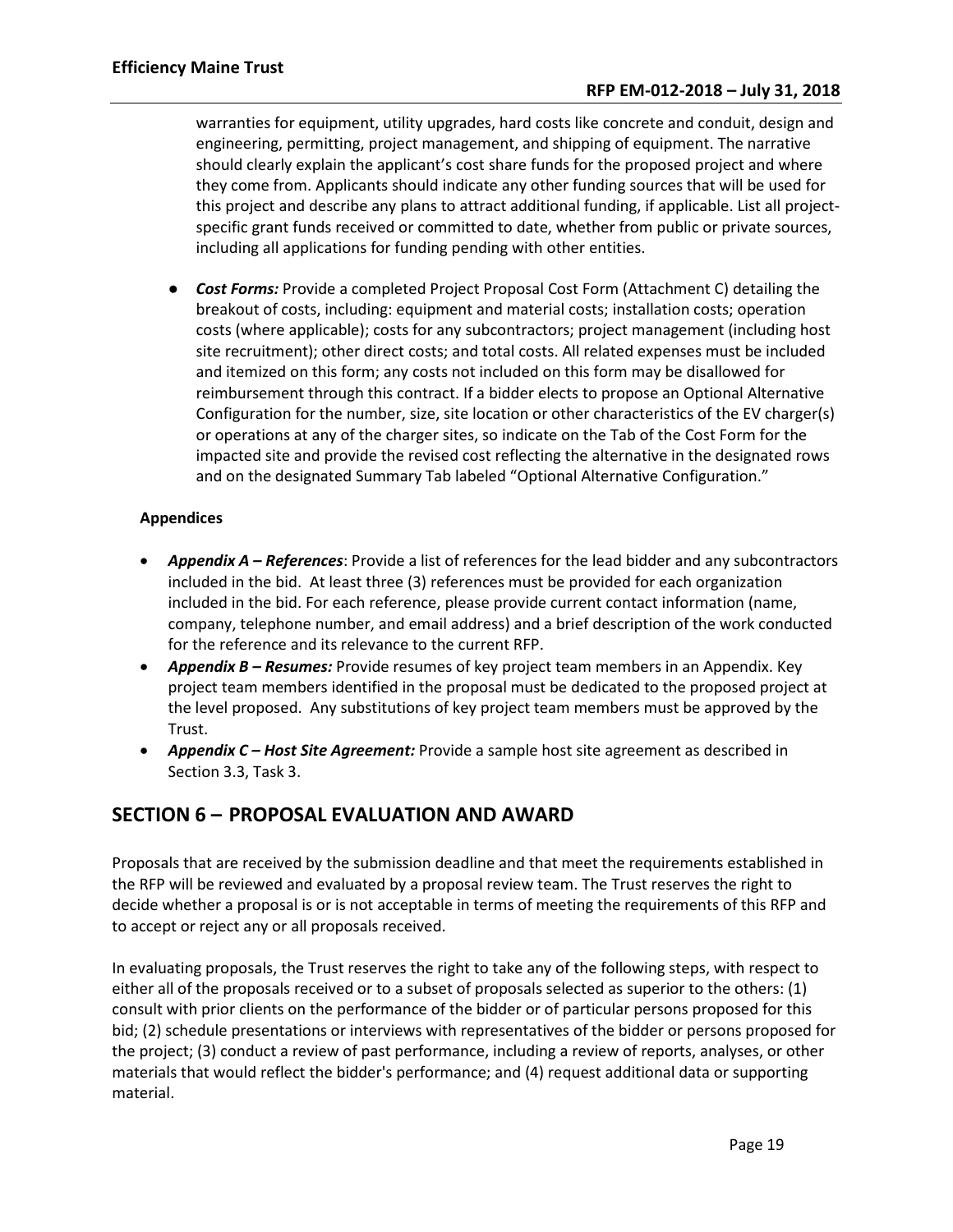warranties for equipment, utility upgrades, hard costs like concrete and conduit, design and engineering, permitting, project management, and shipping of equipment. The narrative should clearly explain the applicant's cost share funds for the proposed project and where they come from. Applicants should indicate any other funding sources that will be used for this project and describe any plans to attract additional funding, if applicable. List all project-specific grant funds received or committed to date, whether from public or private sources, including all applications for funding pending with other entities.

- ***Cost Forms:*** Provide a completed Project Proposal Cost Form (Attachment C) detailing the breakout of costs, including: equipment and material costs; installation costs; operation costs (where applicable); costs for any subcontractors; project management (including host site recruitment); other direct costs; and total costs. All related expenses must be included and itemized on this form; any costs not included on this form may be disallowed for reimbursement through this contract. If a bidder elects to propose an Optional Alternative Configuration for the number, size, site location or other characteristics of the EV charger(s) or operations at any of the charger sites, so indicate on the Tab of the Cost Form for the impacted site and provide the revised cost reflecting the alternative in the designated rows and on the designated Summary Tab labeled "Optional Alternative Configuration."

**Appendices**

- ***Appendix A – References***: Provide a list of references for the lead bidder and any subcontractors included in the bid. At least three (3) references must be provided for each organization included in the bid. For each reference, please provide current contact information (name, company, telephone number, and email address) and a brief description of the work conducted for the reference and its relevance to the current RFP.
- ***Appendix B – Resumes:*** Provide resumes of key project team members in an Appendix. Key project team members identified in the proposal must be dedicated to the proposed project at the level proposed. Any substitutions of key project team members must be approved by the Trust.
- ***Appendix C – Host Site Agreement:*** Provide a sample host site agreement as described in Section 3.3, Task 3.

## SECTION 6 – PROPOSAL EVALUATION AND AWARD

Proposals that are received by the submission deadline and that meet the requirements established in the RFP will be reviewed and evaluated by a proposal review team. The Trust reserves the right to decide whether a proposal is or is not acceptable in terms of meeting the requirements of this RFP and to accept or reject any or all proposals received.

In evaluating proposals, the Trust reserves the right to take any of the following steps, with respect to either all of the proposals received or to a subset of proposals selected as superior to the others: (1) consult with prior clients on the performance of the bidder or of particular persons proposed for this bid; (2) schedule presentations or interviews with representatives of the bidder or persons proposed for the project; (3) conduct a review of past performance, including a review of reports, analyses, or other materials that would reflect the bidder's performance; and (4) request additional data or supporting material.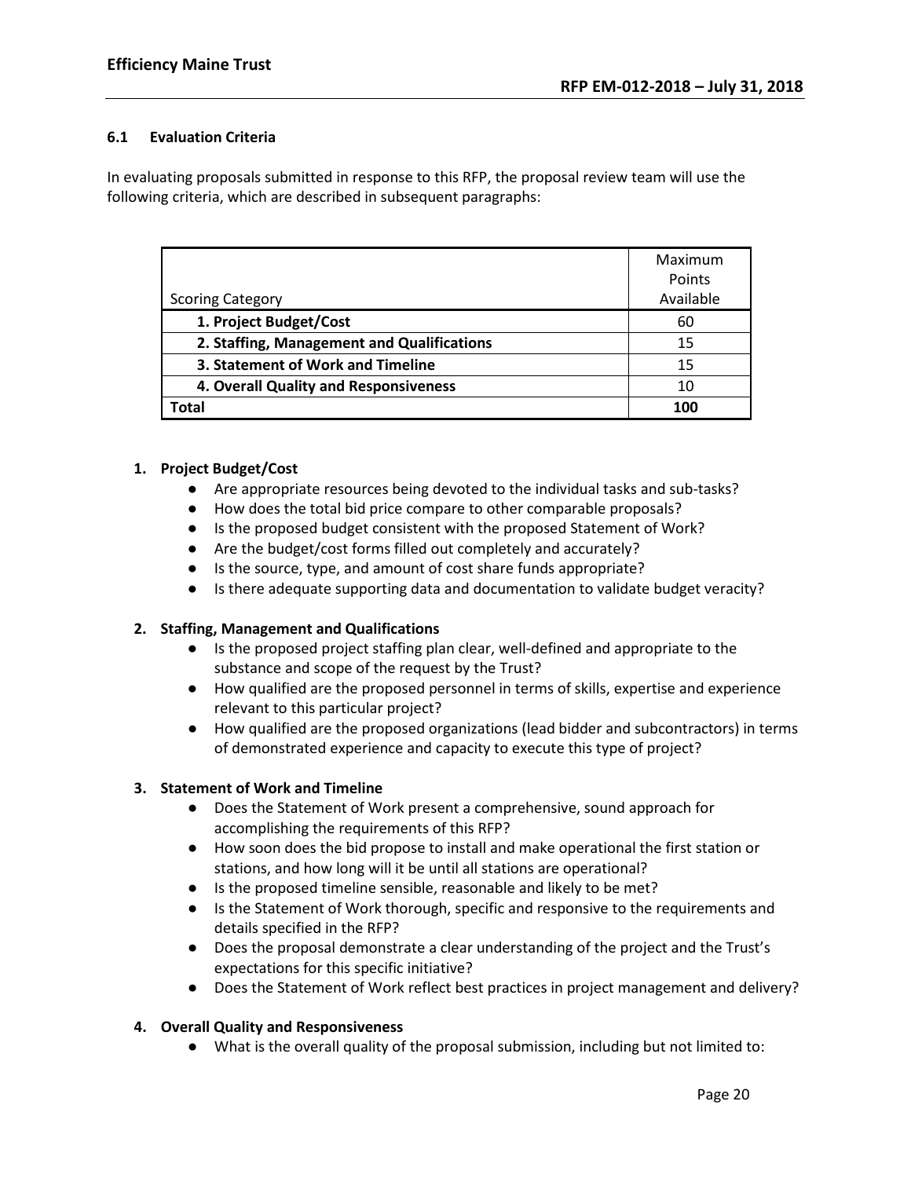### 6.1 Evaluation Criteria

In evaluating proposals submitted in response to this RFP, the proposal review team will use the following criteria, which are described in subsequent paragraphs:

| Scoring Category | Maximum Points Available |
|---|---|
| **1. Project Budget/Cost** | 60 |
| **2. Staffing, Management and Qualifications** | 15 |
| **3. Statement of Work and Timeline** | 15 |
| **4. Overall Quality and Responsiveness** | 10 |
| **Total** | **100** |

1. **Project Budget/Cost**
   - Are appropriate resources being devoted to the individual tasks and sub-tasks?
   - How does the total bid price compare to other comparable proposals?
   - Is the proposed budget consistent with the proposed Statement of Work?
   - Are the budget/cost forms filled out completely and accurately?
   - Is the source, type, and amount of cost share funds appropriate?
   - Is there adequate supporting data and documentation to validate budget veracity?

2. **Staffing, Management and Qualifications**
   - Is the proposed project staffing plan clear, well-defined and appropriate to the substance and scope of the request by the Trust?
   - How qualified are the proposed personnel in terms of skills, expertise and experience relevant to this particular project?
   - How qualified are the proposed organizations (lead bidder and subcontractors) in terms of demonstrated experience and capacity to execute this type of project?

3. **Statement of Work and Timeline**
   - Does the Statement of Work present a comprehensive, sound approach for accomplishing the requirements of this RFP?
   - How soon does the bid propose to install and make operational the first station or stations, and how long will it be until all stations are operational?
   - Is the proposed timeline sensible, reasonable and likely to be met?
   - Is the Statement of Work thorough, specific and responsive to the requirements and details specified in the RFP?
   - Does the proposal demonstrate a clear understanding of the project and the Trust's expectations for this specific initiative?
   - Does the Statement of Work reflect best practices in project management and delivery?

4. **Overall Quality and Responsiveness**
   - What is the overall quality of the proposal submission, including but not limited to: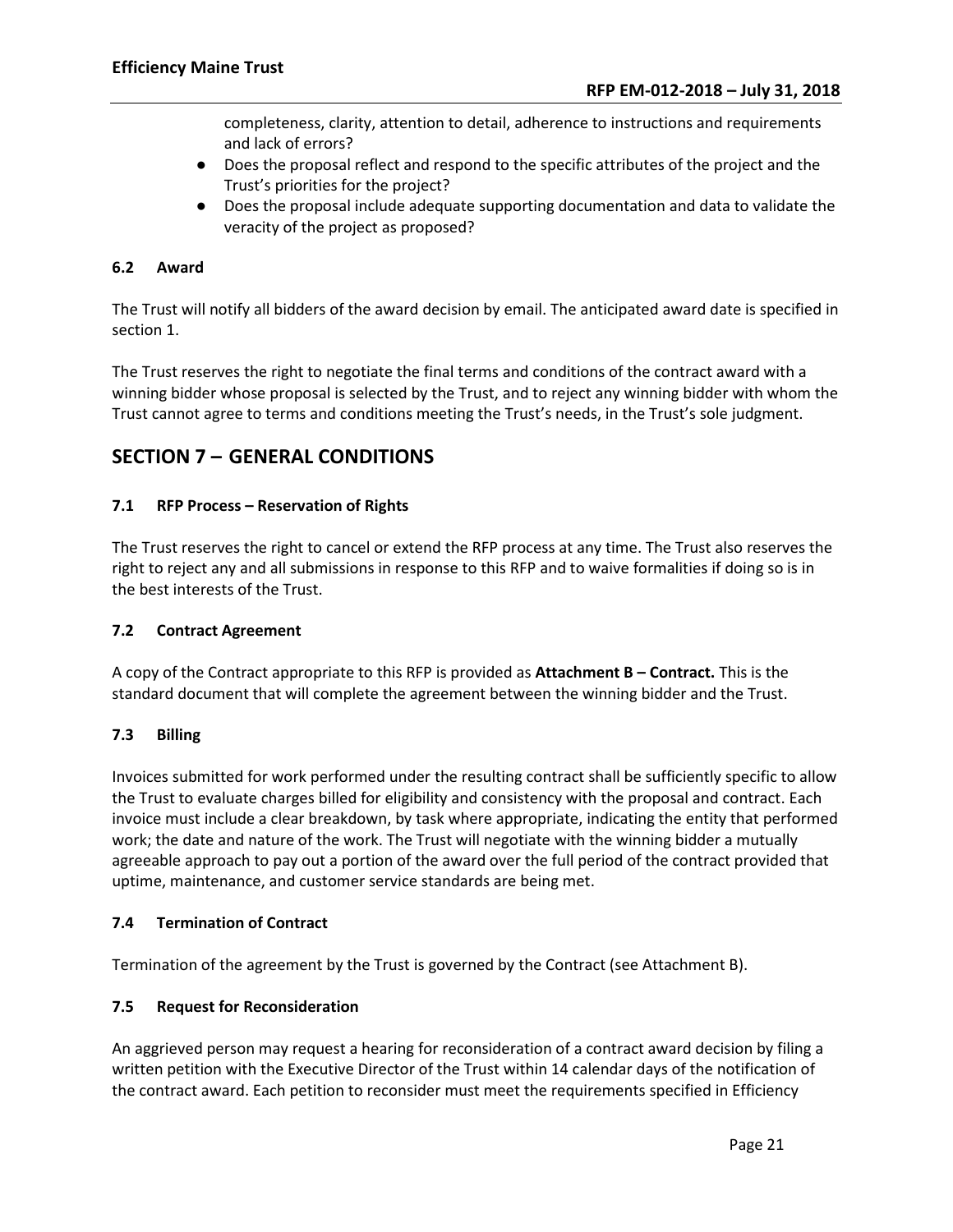completeness, clarity, attention to detail, adherence to instructions and requirements and lack of errors?

- Does the proposal reflect and respond to the specific attributes of the project and the Trust's priorities for the project?
- Does the proposal include adequate supporting documentation and data to validate the veracity of the project as proposed?

### 6.2 Award

The Trust will notify all bidders of the award decision by email. The anticipated award date is specified in section 1.

The Trust reserves the right to negotiate the final terms and conditions of the contract award with a winning bidder whose proposal is selected by the Trust, and to reject any winning bidder with whom the Trust cannot agree to terms and conditions meeting the Trust's needs, in the Trust's sole judgment.

## SECTION 7 – GENERAL CONDITIONS

### 7.1 RFP Process – Reservation of Rights

The Trust reserves the right to cancel or extend the RFP process at any time. The Trust also reserves the right to reject any and all submissions in response to this RFP and to waive formalities if doing so is in the best interests of the Trust.

### 7.2 Contract Agreement

A copy of the Contract appropriate to this RFP is provided as **Attachment B – Contract.** This is the standard document that will complete the agreement between the winning bidder and the Trust.

### 7.3 Billing

Invoices submitted for work performed under the resulting contract shall be sufficiently specific to allow the Trust to evaluate charges billed for eligibility and consistency with the proposal and contract. Each invoice must include a clear breakdown, by task where appropriate, indicating the entity that performed work; the date and nature of the work. The Trust will negotiate with the winning bidder a mutually agreeable approach to pay out a portion of the award over the full period of the contract provided that uptime, maintenance, and customer service standards are being met.

### 7.4 Termination of Contract

Termination of the agreement by the Trust is governed by the Contract (see Attachment B).

### 7.5 Request for Reconsideration

An aggrieved person may request a hearing for reconsideration of a contract award decision by filing a written petition with the Executive Director of the Trust within 14 calendar days of the notification of the contract award. Each petition to reconsider must meet the requirements specified in Efficiency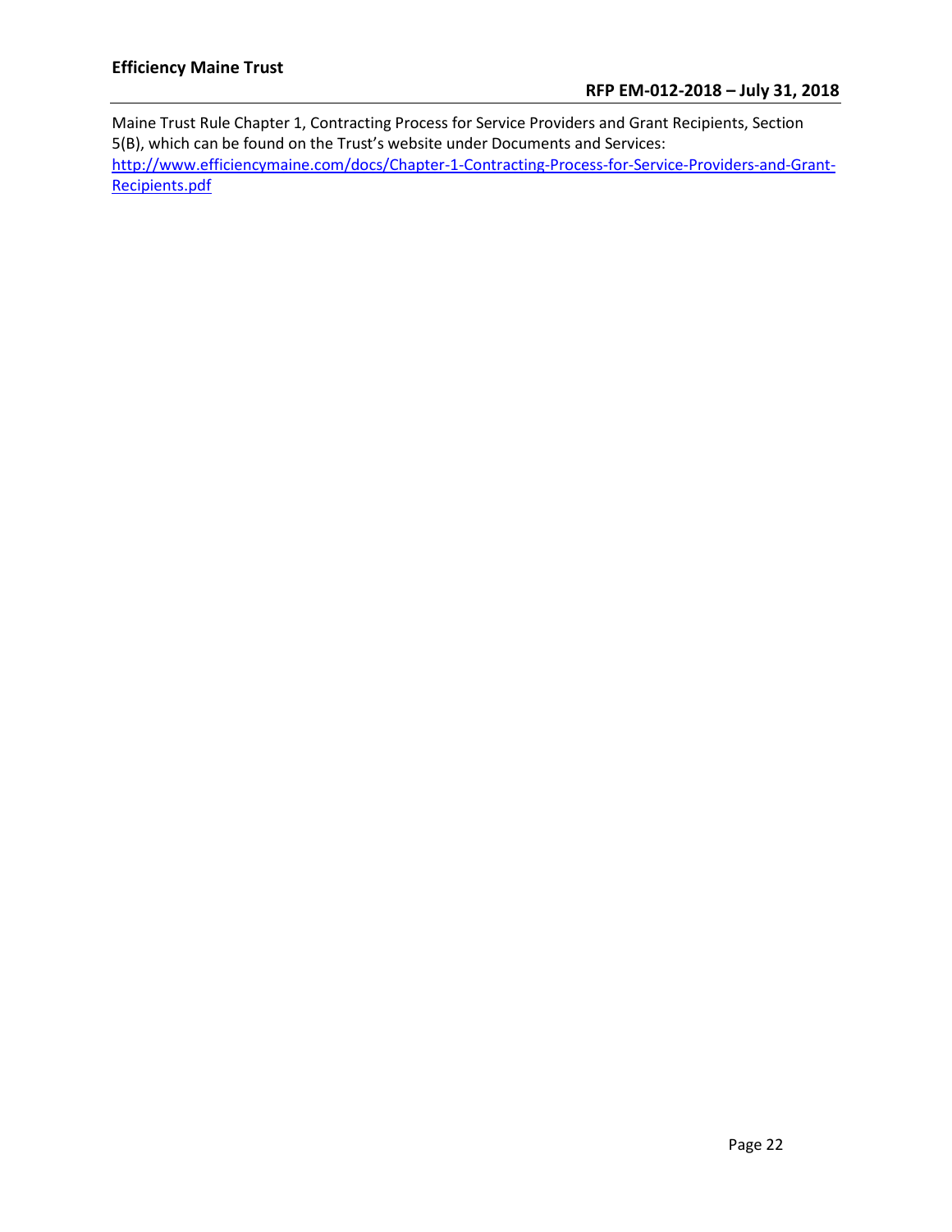Maine Trust Rule Chapter 1, Contracting Process for Service Providers and Grant Recipients, Section 5(B), which can be found on the Trust's website under Documents and Services: [http://www.efficiencymaine.com/docs/Chapter-1-Contracting-Process-for-Service-Providers-and-Grant-Recipients.pdf](http://www.efficiencymaine.com/docs/Chapter-1-Contracting-Process-for-Service-Providers-and-Grant-Recipients.pdf)